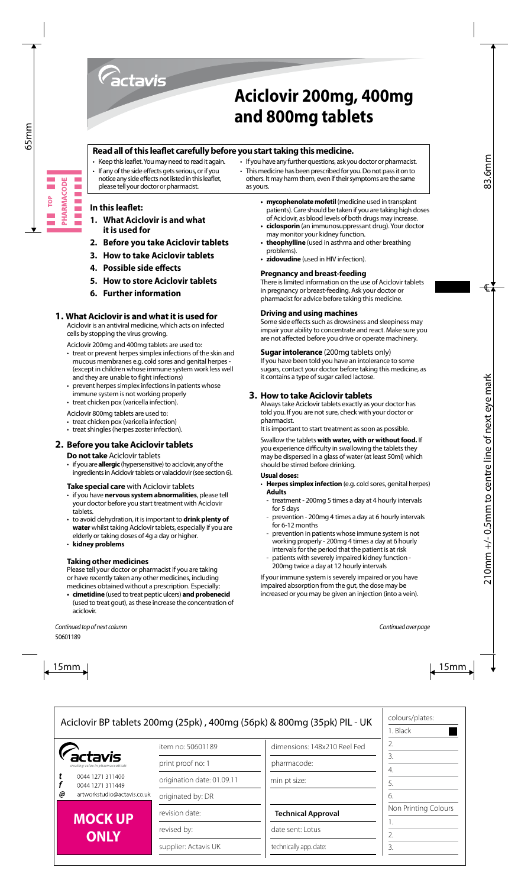# Aciclovir 200mg, 400mg and 800mg tablets

## Read all of this leaflet carefully before you start taking this medicine.

- Keep this leaflet. You may need to read it again.
- If any of the side effects gets serious, or if you notice any side effects not listed in this leaflet, please tell your doctor or pharmacist.
- If you have any further questions, ask you doctor or pharmacist.
- This medicine has been prescribed for you. Do not pass it on to others. It may harm them, even if their symptoms are the same as yours.

### In this leaflet:

1. **What Aciclovir is and what it is used for**
2. **Before you take Aciclovir tablets**
3. **How to take Aciclovir tablets**
4. **Possible side effects**
5. **How to store Aciclovir tablets**
6. **Further information**

## 1. What Aciclovir is and what it is used for

Aciclovir is an antiviral medicine, which acts on infected cells by stopping the virus growing.

Aciclovir 200mg and 400mg tablets are used to:

- treat or prevent herpes simplex infections of the skin and mucous membranes e.g. cold sores and genital herpes - (except in children whose immune system work less well and they are unable to fight infections)
- prevent herpes simplex infections in patients whose immune system is not working properly
- treat chicken pox (varicella infection).

Aciclovir 800mg tablets are used to:

- treat chicken pox (varicella infection)
- treat shingles (herpes zoster infection).

## 2. Before you take Aciclovir tablets

**Do not take** Aciclovir tablets

- if you are **allergic** (hypersensitive) to aciclovir, any of the ingredients in Aciclovir tablets or valaciclovir (see section 6).

**Take special care** with Aciclovir tablets

- if you have **nervous system abnormalities**, please tell your doctor before you start treatment with Aciclovir tablets.
- to avoid dehydration, it is important to **drink plenty of water** whilst taking Aciclovir tablets, especially if you are elderly or taking doses of 4g a day or higher.
- **kidney problems**

### Taking other medicines

Please tell your doctor or pharmacist if you are taking or have recently taken any other medicines, including medicines obtained without a prescription. Especially:

- **cimetidine** (used to treat peptic ulcers) **and probenecid** (used to treat gout), as these increase the concentration of aciclovir.

*Continued top of next column*

- **mycophenolate mofetil** (medicine used in transplant patients). Care should be taken if you are taking high doses of Aciclovir, as blood levels of both drugs may increase.
- **ciclosporin** (an immunosuppressant drug). Your doctor may monitor your kidney function.
- **theophylline** (used in asthma and other breathing problems).
- **zidovudine** (used in HIV infection).

### Pregnancy and breast-feeding

There is limited information on the use of Aciclovir tablets in pregnancy or breast-feeding. Ask your doctor or pharmacist for advice before taking this medicine.

### Driving and using machines

Some side effects such as drowsiness and sleepiness may impair your ability to concentrate and react. Make sure you are not affected before you drive or operate machinery.

**Sugar intolerance** (200mg tablets only)
If you have been told you have an intolerance to some sugars, contact your doctor before taking this medicine, as it contains a type of sugar called lactose.

## 3. How to take Aciclovir tablets

Always take Aciclovir tablets exactly as your doctor has told you. If you are not sure, check with your doctor or pharmacist.
It is important to start treatment as soon as possible.

Swallow the tablets **with water, with or without food.** If you experience difficulty in swallowing the tablets they may be dispersed in a glass of water (at least 50ml) which should be stirred before drinking.

**Usual doses:**

- **Herpes simplex infection** (e.g. cold sores, genital herpes)
  **Adults**
  - treatment - 200mg 5 times a day at 4 hourly intervals for 5 days
  - prevention - 200mg 4 times a day at 6 hourly intervals for 6-12 months
  - prevention in patients whose immune system is not working properly - 200mg 4 times a day at 6 hourly intervals for the period that the patient is at risk
  - patients with severely impaired kidney function - 200mg twice a day at 12 hourly intervals

If your immune system is severely impaired or you have impaired absorption from the gut, the dose may be increased or you may be given an injection (into a vein).

*Continued over page*

50601189

| Aciclovir BP tablets 200mg (25pk), 400mg (56pk) & 800mg (35pk) PIL - UK | | | colours/plates: |
|---|---|---|---|
| actavis *creating value in pharmaceuticals* | item no: 50601189 | dimensions: 148x210 Reel Fed | 1. Black |
| t 0044 1271 311400 | print proof no: 1 | pharmacode: | 2. |
| f 0044 1271 311449 | origination date: 01.09.11 | min pt size: | 3. |
| @ artworkstudio@actavis.co.uk | originated by: DR | | 4. |
| **MOCK UP ONLY** | revision date: | **Technical Approval** | 5. |
| | revised by: | date sent: Lotus | 6. |
| | supplier: Actavis UK | technically app. date: | Non Printing Colours 1. 2. 3. |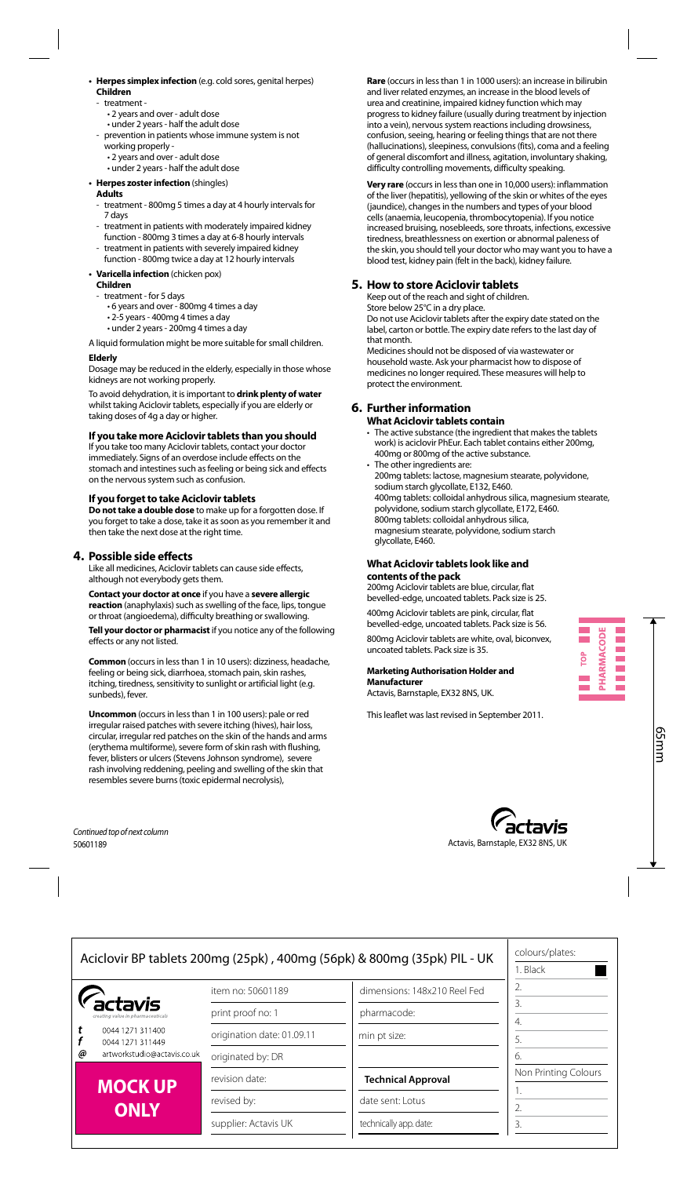- **Herpes simplex infection** (e.g. cold sores, genital herpes)
  **Children**
  - treatment -
    - 2 years and over - adult dose
    - under 2 years - half the adult dose
  - prevention in patients whose immune system is not working properly -
    - 2 years and over - adult dose
    - under 2 years - half the adult dose
- **Herpes zoster infection** (shingles)
  **Adults**
  - treatment - 800mg 5 times a day at 4 hourly intervals for 7 days
  - treatment in patients with moderately impaired kidney function - 800mg 3 times a day at 6-8 hourly intervals
  - treatment in patients with severely impaired kidney function - 800mg twice a day at 12 hourly intervals
- **Varicella infection** (chicken pox)
  **Children**
  - treatment - for 5 days
    - 6 years and over - 800mg 4 times a day
    - 2-5 years - 400mg 4 times a day
    - under 2 years - 200mg 4 times a day

A liquid formulation might be more suitable for small children.

**Elderly**

Dosage may be reduced in the elderly, especially in those whose kidneys are not working properly.

To avoid dehydration, it is important to **drink plenty of water** whilst taking Aciclovir tablets, especially if you are elderly or taking doses of 4g a day or higher.

### If you take more Aciclovir tablets than you should

If you take too many Aciclovir tablets, contact your doctor immediately. Signs of an overdose include effects on the stomach and intestines such as feeling or being sick and effects on the nervous system such as confusion.

### If you forget to take Aciclovir tablets

**Do not take a double dose** to make up for a forgotten dose. If you forget to take a dose, take it as soon as you remember it and then take the next dose at the right time.

## 4. Possible side effects

Like all medicines, Aciclovir tablets can cause side effects, although not everybody gets them.

**Contact your doctor at once** if you have a **severe allergic reaction** (anaphylaxis) such as swelling of the face, lips, tongue or throat (angioedema), difficulty breathing or swallowing.

**Tell your doctor or pharmacist** if you notice any of the following effects or any not listed.

**Common** (occurs in less than 1 in 10 users): dizziness, headache, feeling or being sick, diarrhoea, stomach pain, skin rashes, itching, tiredness, sensitivity to sunlight or artificial light (e.g. sunbeds), fever.

**Uncommon** (occurs in less than 1 in 100 users): pale or red irregular raised patches with severe itching (hives), hair loss, circular, irregular red patches on the skin of the hands and arms (erythema multiforme), severe form of skin rash with flushing, fever, blisters or ulcers (Stevens Johnson syndrome), severe rash involving reddening, peeling and swelling of the skin that resembles severe burns (toxic epidermal necrolysis),

*Continued top of next column*

50601189

**Rare** (occurs in less than 1 in 1000 users): an increase in bilirubin and liver related enzymes, an increase in the blood levels of urea and creatinine, impaired kidney function which may progress to kidney failure (usually during treatment by injection into a vein), nervous system reactions including drowsiness, confusion, seeing, hearing or feeling things that are not there (hallucinations), sleepiness, convulsions (fits), coma and a feeling of general discomfort and illness, agitation, involuntary shaking, difficulty controlling movements, difficulty speaking.

**Very rare** (occurs in less than one in 10,000 users): inflammation of the liver (hepatitis), yellowing of the skin or whites of the eyes (jaundice), changes in the numbers and types of your blood cells (anaemia, leucopenia, thrombocytopenia). If you notice increased bruising, nosebleeds, sore throats, infections, excessive tiredness, breathlessness on exertion or abnormal paleness of the skin, you should tell your doctor who may want you to have a blood test, kidney pain (felt in the back), kidney failure.

## 5. How to store Aciclovir tablets

Keep out of the reach and sight of children.
Store below 25°C in a dry place.
Do not use Aciclovir tablets after the expiry date stated on the label, carton or bottle. The expiry date refers to the last day of that month.
Medicines should not be disposed of via wastewater or household waste. Ask your pharmacist how to dispose of medicines no longer required. These measures will help to protect the environment.

## 6. Further information

### What Aciclovir tablets contain

- The active substance (the ingredient that makes the tablets work) is aciclovir PhEur. Each tablet contains either 200mg, 400mg or 800mg of the active substance.
- The other ingredients are:
  200mg tablets: lactose, magnesium stearate, polyvidone, sodium starch glycollate, E132, E460.
  400mg tablets: colloidal anhydrous silica, magnesium stearate, polyvidone, sodium starch glycollate, E172, E460.
  800mg tablets: colloidal anhydrous silica, magnesium stearate, polyvidone, sodium starch glycollate, E460.

### What Aciclovir tablets look like and contents of the pack

200mg Aciclovir tablets are blue, circular, flat bevelled-edge, uncoated tablets. Pack size is 25.

400mg Aciclovir tablets are pink, circular, flat bevelled-edge, uncoated tablets. Pack size is 56.

800mg Aciclovir tablets are white, oval, biconvex, uncoated tablets. Pack size is 35.

**Marketing Authorisation Holder and Manufacturer**
Actavis, Barnstaple, EX32 8NS, UK.

This leaflet was last revised in September 2011.

TOP PHARMACODE

65mm

actavis
Actavis, Barnstaple, EX32 8NS, UK

| Aciclovir BP tablets 200mg (25pk), 400mg (56pk) & 800mg (35pk) PIL - UK | | | colours/plates: |
|---|---|---|---|
| actavis *creating value in pharmaceuticals* | item no: 50601189 | dimensions: 148x210 Reel Fed | 1. Black |
| t 0044 1271 311400 | print proof no: 1 | pharmacode: | 2. |
| f 0044 1271 311449 | origination date: 01.09.11 | min pt size: | 3. |
| @ artworkstudio@actavis.co.uk | originated by: DR | | 4. |
| **MOCK UP ONLY** | revision date: | **Technical Approval** | 5. |
| | revised by: | date sent: Lotus | 6. |
| | supplier: Actavis UK | technically app. date: | Non Printing Colours 1. 2. 3. |